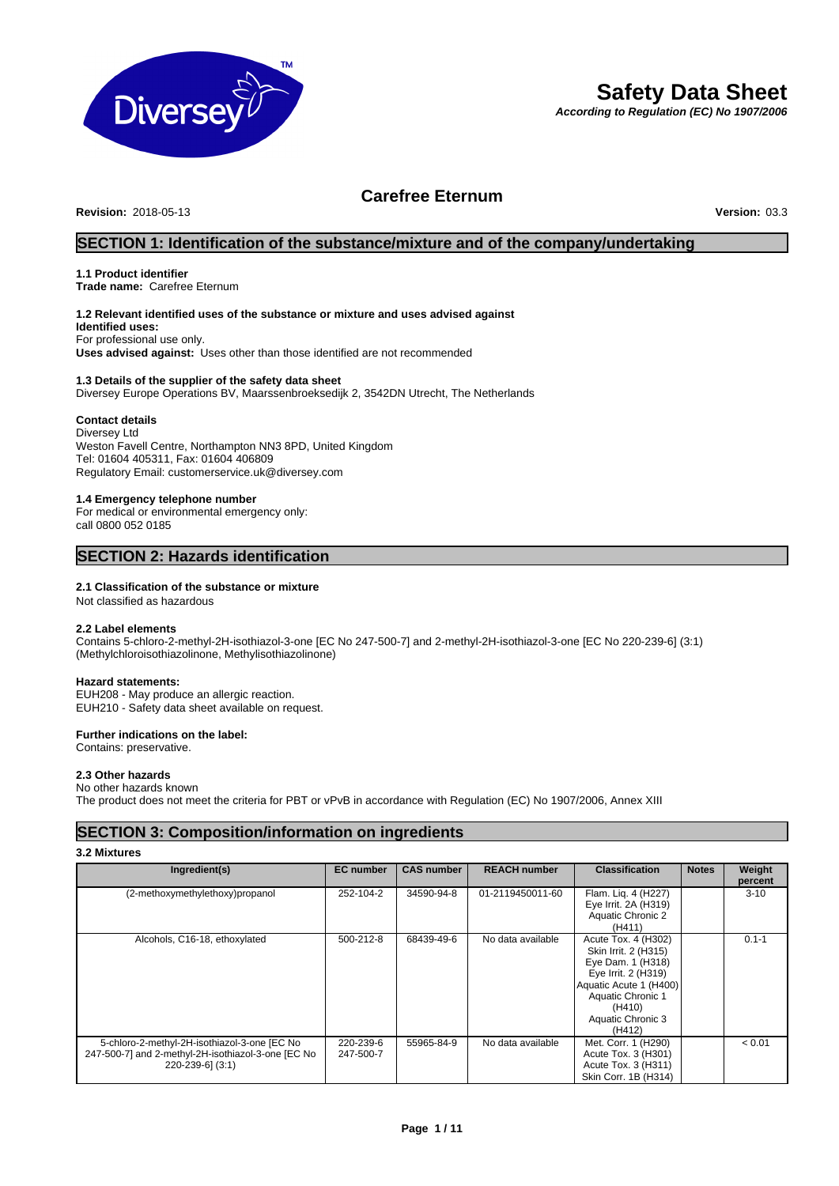# Safety Data Sheet

***According to Regulation (EC) No 1907/2006***

## Carefree Eternum

**Revision:** 2018-05-13 **Version:** 03.3

## SECTION 1: Identification of the substance/mixture and of the company/undertaking

### 1.1 Product identifier

**Trade name:** Carefree Eternum

### 1.2 Relevant identified uses of the substance or mixture and uses advised against

**Identified uses:**
For professional use only.
**Uses advised against:** Uses other than those identified are not recommended

### 1.3 Details of the supplier of the safety data sheet

Diversey Europe Operations BV, Maarssenbroeksedijk 2, 3542DN Utrecht, The Netherlands

### Contact details

Diversey Ltd
Weston Favell Centre, Northampton NN3 8PD, United Kingdom
Tel: 01604 405311, Fax: 01604 406809
Regulatory Email: customerservice.uk@diversey.com

### 1.4 Emergency telephone number

For medical or environmental emergency only:
call 0800 052 0185

## SECTION 2: Hazards identification

### 2.1 Classification of the substance or mixture

Not classified as hazardous

### 2.2 Label elements

Contains 5-chloro-2-methyl-2H-isothiazol-3-one [EC No 247-500-7] and 2-methyl-2H-isothiazol-3-one [EC No 220-239-6] (3:1) (Methylchloroisothiazolinone, Methylisothiazolinone)

### Hazard statements:

EUH208 - May produce an allergic reaction.
EUH210 - Safety data sheet available on request.

### Further indications on the label:

Contains: preservative.

### 2.3 Other hazards

No other hazards known
The product does not meet the criteria for PBT or vPvB in accordance with Regulation (EC) No 1907/2006, Annex XIII

## SECTION 3: Composition/information on ingredients

### 3.2 Mixtures

| Ingredient(s) | EC number | CAS number | REACH number | Classification | Notes | Weight percent |
|---|---|---|---|---|---|---|
| (2-methoxymethylethoxy)propanol | 252-104-2 | 34590-94-8 | 01-2119450011-60 | Flam. Liq. 4 (H227)<br>Eye Irrit. 2A (H319)<br>Aquatic Chronic 2 (H411) | | 3-10 |
| Alcohols, C16-18, ethoxylated | 500-212-8 | 68439-49-6 | No data available | Acute Tox. 4 (H302)<br>Skin Irrit. 2 (H315)<br>Eye Dam. 1 (H318)<br>Eye Irrit. 2 (H319)<br>Aquatic Acute 1 (H400)<br>Aquatic Chronic 1 (H410)<br>Aquatic Chronic 3 (H412) | | 0.1-1 |
| 5-chloro-2-methyl-2H-isothiazol-3-one [EC No 247-500-7] and 2-methyl-2H-isothiazol-3-one [EC No 220-239-6] (3:1) | 220-239-6<br>247-500-7 | 55965-84-9 | No data available | Met. Corr. 1 (H290)<br>Acute Tox. 3 (H301)<br>Acute Tox. 3 (H311)<br>Skin Corr. 1B (H314) | | < 0.01 |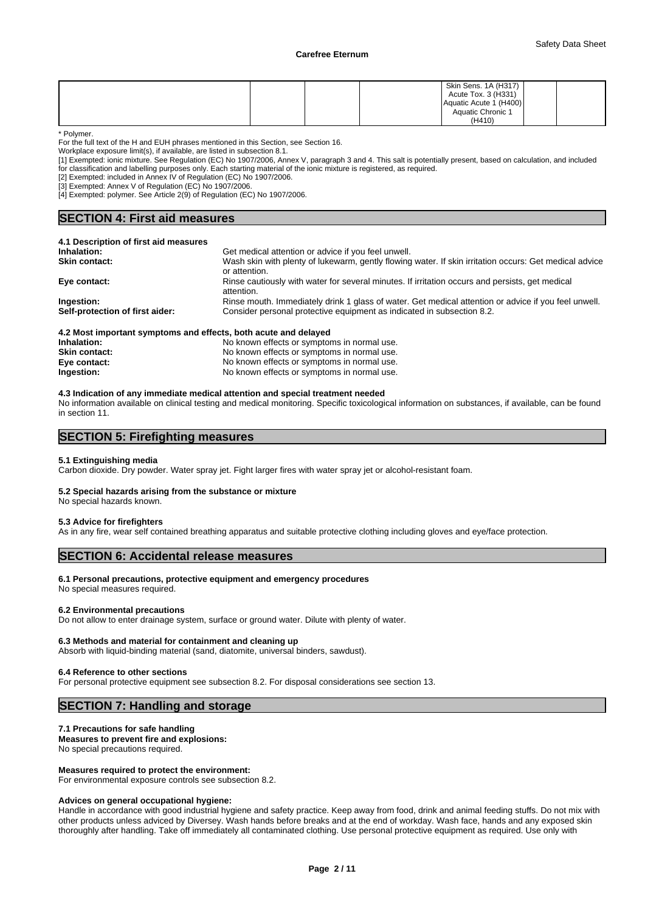| | | | | Skin Sens. 1A (H317) Acute Tox. 3 (H331) Aquatic Acute 1 (H400) Aquatic Chronic 1 (H410) | | |
|---|---|---|---|---|---|---|

* Polymer.

For the full text of the H and EUH phrases mentioned in this Section, see Section 16.

Workplace exposure limit(s), if available, are listed in subsection 8.1.

[1] Exempted: ionic mixture. See Regulation (EC) No 1907/2006, Annex V, paragraph 3 and 4. This salt is potentially present, based on calculation, and included for classification and labelling purposes only. Each starting material of the ionic mixture is registered, as required.

[2] Exempted: included in Annex IV of Regulation (EC) No 1907/2006.

[3] Exempted: Annex V of Regulation (EC) No 1907/2006.

[4] Exempted: polymer. See Article 2(9) of Regulation (EC) No 1907/2006.

## SECTION 4: First aid measures

### 4.1 Description of first aid measures

**Inhalation:** Get medical attention or advice if you feel unwell.

**Skin contact:** Wash skin with plenty of lukewarm, gently flowing water. If skin irritation occurs: Get medical advice or attention.

**Eye contact:** Rinse cautiously with water for several minutes. If irritation occurs and persists, get medical attention.

**Ingestion:** Rinse mouth. Immediately drink 1 glass of water. Get medical attention or advice if you feel unwell.

**Self-protection of first aider:** Consider personal protective equipment as indicated in subsection 8.2.

### 4.2 Most important symptoms and effects, both acute and delayed

**Inhalation:** No known effects or symptoms in normal use.

**Skin contact:** No known effects or symptoms in normal use.

**Eye contact:** No known effects or symptoms in normal use.

**Ingestion:** No known effects or symptoms in normal use.

### 4.3 Indication of any immediate medical attention and special treatment needed

No information available on clinical testing and medical monitoring. Specific toxicological information on substances, if available, can be found in section 11.

## SECTION 5: Firefighting measures

### 5.1 Extinguishing media

Carbon dioxide. Dry powder. Water spray jet. Fight larger fires with water spray jet or alcohol-resistant foam.

### 5.2 Special hazards arising from the substance or mixture

No special hazards known.

### 5.3 Advice for firefighters

As in any fire, wear self contained breathing apparatus and suitable protective clothing including gloves and eye/face protection.

## SECTION 6: Accidental release measures

### 6.1 Personal precautions, protective equipment and emergency procedures

No special measures required.

### 6.2 Environmental precautions

Do not allow to enter drainage system, surface or ground water. Dilute with plenty of water.

### 6.3 Methods and material for containment and cleaning up

Absorb with liquid-binding material (sand, diatomite, universal binders, sawdust).

### 6.4 Reference to other sections

For personal protective equipment see subsection 8.2. For disposal considerations see section 13.

## SECTION 7: Handling and storage

### 7.1 Precautions for safe handling

**Measures to prevent fire and explosions:**

No special precautions required.

**Measures required to protect the environment:**

For environmental exposure controls see subsection 8.2.

**Advices on general occupational hygiene:**

Handle in accordance with good industrial hygiene and safety practice. Keep away from food, drink and animal feeding stuffs. Do not mix with other products unless adviced by Diversey. Wash hands before breaks and at the end of workday. Wash face, hands and any exposed skin thoroughly after handling. Take off immediately all contaminated clothing. Use personal protective equipment as required. Use only with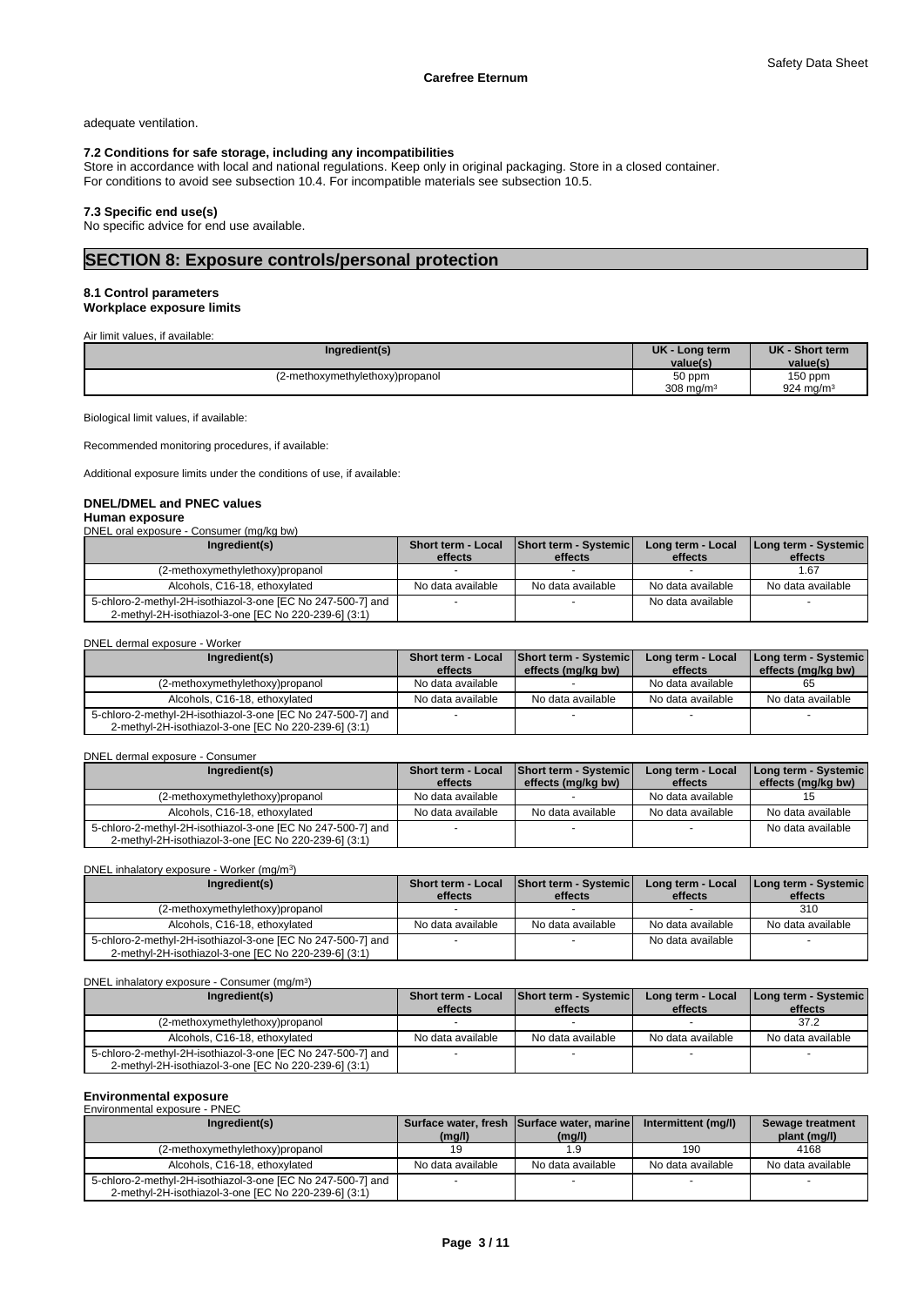adequate ventilation.

### 7.2 Conditions for safe storage, including any incompatibilities

Store in accordance with local and national regulations. Keep only in original packaging. Store in a closed container.
For conditions to avoid see subsection 10.4. For incompatible materials see subsection 10.5.

### 7.3 Specific end use(s)

No specific advice for end use available.

## SECTION 8: Exposure controls/personal protection

### 8.1 Control parameters

**Workplace exposure limits**

Air limit values, if available:

| Ingredient(s) | UK - Long term value(s) | UK - Short term value(s) |
|---|---|---|
| (2-methoxymethylethoxy)propanol | 50 ppm<br>308 mg/m³ | 150 ppm<br>924 mg/m³ |

Biological limit values, if available:

Recommended monitoring procedures, if available:

Additional exposure limits under the conditions of use, if available:

**DNEL/DMEL and PNEC values**

**Human exposure**

DNEL oral exposure - Consumer (mg/kg bw)

| Ingredient(s) | Short term - Local effects | Short term - Systemic effects | Long term - Local effects | Long term - Systemic effects |
|---|---|---|---|---|
| (2-methoxymethylethoxy)propanol | - | - | - | 1.67 |
| Alcohols, C16-18, ethoxylated | No data available | No data available | No data available | No data available |
| 5-chloro-2-methyl-2H-isothiazol-3-one [EC No 247-500-7] and 2-methyl-2H-isothiazol-3-one [EC No 220-239-6] (3:1) | - | - | No data available | - |

DNEL dermal exposure - Worker

| Ingredient(s) | Short term - Local effects | Short term - Systemic effects (mg/kg bw) | Long term - Local effects | Long term - Systemic effects (mg/kg bw) |
|---|---|---|---|---|
| (2-methoxymethylethoxy)propanol | No data available | - | No data available | 65 |
| Alcohols, C16-18, ethoxylated | No data available | No data available | No data available | No data available |
| 5-chloro-2-methyl-2H-isothiazol-3-one [EC No 247-500-7] and 2-methyl-2H-isothiazol-3-one [EC No 220-239-6] (3:1) | - | - | - | - |

DNEL dermal exposure - Consumer

| Ingredient(s) | Short term - Local effects | Short term - Systemic effects (mg/kg bw) | Long term - Local effects | Long term - Systemic effects (mg/kg bw) |
|---|---|---|---|---|
| (2-methoxymethylethoxy)propanol | No data available | - | No data available | 15 |
| Alcohols, C16-18, ethoxylated | No data available | No data available | No data available | No data available |
| 5-chloro-2-methyl-2H-isothiazol-3-one [EC No 247-500-7] and 2-methyl-2H-isothiazol-3-one [EC No 220-239-6] (3:1) | - | - | - | No data available |

DNEL inhalatory exposure - Worker (mg/m³)

| Ingredient(s) | Short term - Local effects | Short term - Systemic effects | Long term - Local effects | Long term - Systemic effects |
|---|---|---|---|---|
| (2-methoxymethylethoxy)propanol | - | - | - | 310 |
| Alcohols, C16-18, ethoxylated | No data available | No data available | No data available | No data available |
| 5-chloro-2-methyl-2H-isothiazol-3-one [EC No 247-500-7] and 2-methyl-2H-isothiazol-3-one [EC No 220-239-6] (3:1) | - | - | No data available | - |

DNEL inhalatory exposure - Consumer (mg/m³)

| Ingredient(s) | Short term - Local effects | Short term - Systemic effects | Long term - Local effects | Long term - Systemic effects |
|---|---|---|---|---|
| (2-methoxymethylethoxy)propanol | - | - | - | 37.2 |
| Alcohols, C16-18, ethoxylated | No data available | No data available | No data available | No data available |
| 5-chloro-2-methyl-2H-isothiazol-3-one [EC No 247-500-7] and 2-methyl-2H-isothiazol-3-one [EC No 220-239-6] (3:1) | - | - | - | - |

**Environmental exposure**

Environmental exposure - PNEC

| Ingredient(s) | Surface water, fresh (mg/l) | Surface water, marine (mg/l) | Intermittent (mg/l) | Sewage treatment plant (mg/l) |
|---|---|---|---|---|
| (2-methoxymethylethoxy)propanol | 19 | 1.9 | 190 | 4168 |
| Alcohols, C16-18, ethoxylated | No data available | No data available | No data available | No data available |
| 5-chloro-2-methyl-2H-isothiazol-3-one [EC No 247-500-7] and 2-methyl-2H-isothiazol-3-one [EC No 220-239-6] (3:1) | - | - | - | - |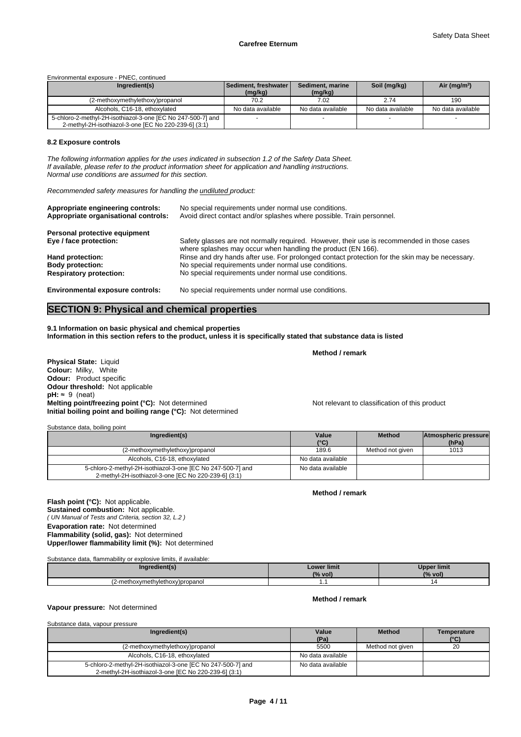Environmental exposure - PNEC, continued

| Ingredient(s) | Sediment, freshwater (mg/kg) | Sediment, marine (mg/kg) | Soil (mg/kg) | Air (mg/m³) |
|---|---|---|---|---|
| (2-methoxymethylethoxy)propanol | 70.2 | 7.02 | 2.74 | 190 |
| Alcohols, C16-18, ethoxylated | No data available | No data available | No data available | No data available |
| 5-chloro-2-methyl-2H-isothiazol-3-one [EC No 247-500-7] and 2-methyl-2H-isothiazol-3-one [EC No 220-239-6] (3:1) | - | - | - | - |

### 8.2 Exposure controls

*The following information applies for the uses indicated in subsection 1.2 of the Safety Data Sheet. If available, please refer to the product information sheet for application and handling instructions. Normal use conditions are assumed for this section.*

*Recommended safety measures for handling the undiluted product:*

**Appropriate engineering controls:** No special requirements under normal use conditions.
**Appropriate organisational controls:** Avoid direct contact and/or splashes where possible. Train personnel.

**Personal protective equipment**
**Eye / face protection:** Safety glasses are not normally required. However, their use is recommended in those cases where splashes may occur when handling the product (EN 166).
**Hand protection:** Rinse and dry hands after use. For prolonged contact protection for the skin may be necessary.
**Body protection:** No special requirements under normal use conditions.
**Respiratory protection:** No special requirements under normal use conditions.

**Environmental exposure controls:** No special requirements under normal use conditions.

## SECTION 9: Physical and chemical properties

**9.1 Information on basic physical and chemical properties**
**Information in this section refers to the product, unless it is specifically stated that substance data is listed**

**Method / remark**

**Physical State:** Liquid
**Colour:** Milky, White
**Odour:** Product specific
**Odour threshold:** Not applicable
**pH:** ≈ 9 (neat)
**Melting point/freezing point (°C):** Not determined — Not relevant to classification of this product
**Initial boiling point and boiling range (°C):** Not determined

Substance data, boiling point

| Ingredient(s) | Value (°C) | Method | Atmospheric pressure (hPa) |
|---|---|---|---|
| (2-methoxymethylethoxy)propanol | 189.6 | Method not given | 1013 |
| Alcohols, C16-18, ethoxylated | No data available | | |
| 5-chloro-2-methyl-2H-isothiazol-3-one [EC No 247-500-7] and 2-methyl-2H-isothiazol-3-one [EC No 220-239-6] (3:1) | No data available | | |

**Method / remark**

**Flash point (°C):** Not applicable.
**Sustained combustion:** Not applicable.
*( UN Manual of Tests and Criteria, section 32, L.2 )*
**Evaporation rate:** Not determined
**Flammability (solid, gas):** Not determined
**Upper/lower flammability limit (%):** Not determined

Substance data, flammability or explosive limits, if available:

| Ingredient(s) | Lower limit (% vol) | Upper limit (% vol) |
|---|---|---|
| (2-methoxymethylethoxy)propanol | 1.1 | 14 |

**Method / remark**

**Vapour pressure:** Not determined

Substance data, vapour pressure

| Ingredient(s) | Value (Pa) | Method | Temperature (°C) |
|---|---|---|---|
| (2-methoxymethylethoxy)propanol | 5500 | Method not given | 20 |
| Alcohols, C16-18, ethoxylated | No data available | | |
| 5-chloro-2-methyl-2H-isothiazol-3-one [EC No 247-500-7] and 2-methyl-2H-isothiazol-3-one [EC No 220-239-6] (3:1) | No data available | | |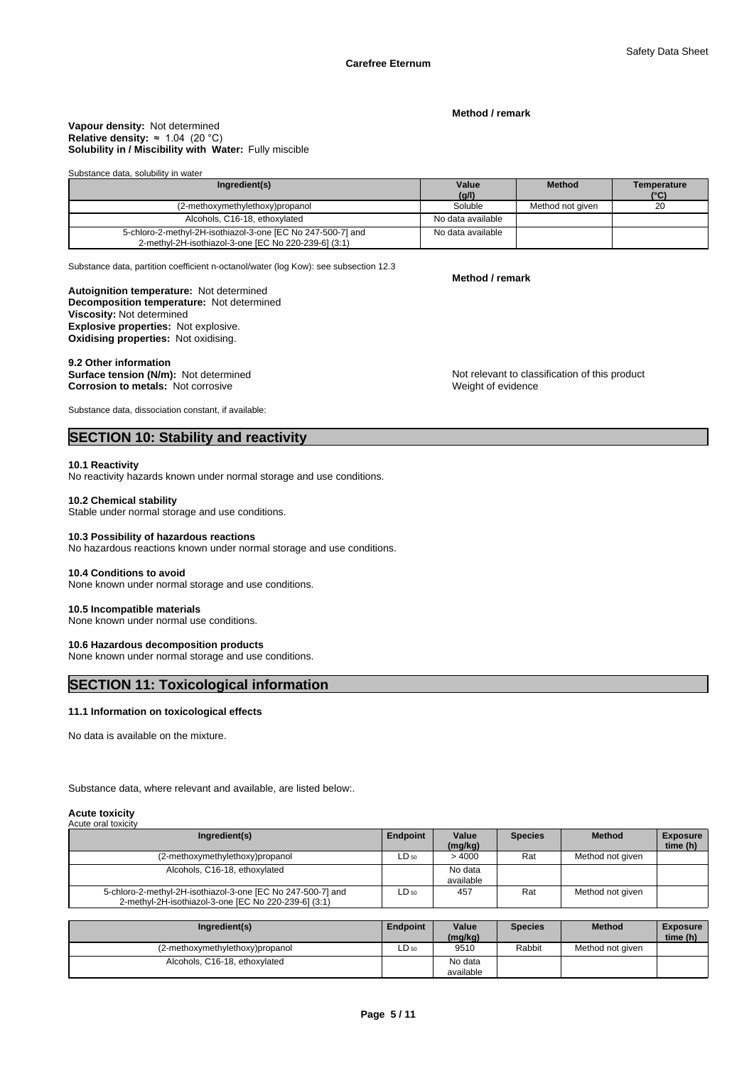**Method / remark**

**Vapour density:** Not determined
**Relative density:** ≈ 1.04 (20 °C)
**Solubility in / Miscibility with Water:** Fully miscible

Substance data, solubility in water

| Ingredient(s) | Value (g/l) | Method | Temperature (°C) |
|---|---|---|---|
| (2-methoxymethylethoxy)propanol | Soluble | Method not given | 20 |
| Alcohols, C16-18, ethoxylated | No data available | | |
| 5-chloro-2-methyl-2H-isothiazol-3-one [EC No 247-500-7] and 2-methyl-2H-isothiazol-3-one [EC No 220-239-6] (3:1) | No data available | | |

Substance data, partition coefficient n-octanol/water (log Kow): see subsection 12.3

**Method / remark**

**Autoignition temperature:** Not determined
**Decomposition temperature:** Not determined
**Viscosity:** Not determined
**Explosive properties:** Not explosive.
**Oxidising properties:** Not oxidising.

**9.2 Other information**
**Surface tension (N/m):** Not determined — Not relevant to classification of this product
**Corrosion to metals:** Not corrosive — Weight of evidence

Substance data, dissociation constant, if available:

## SECTION 10: Stability and reactivity

**10.1 Reactivity**
No reactivity hazards known under normal storage and use conditions.

**10.2 Chemical stability**
Stable under normal storage and use conditions.

**10.3 Possibility of hazardous reactions**
No hazardous reactions known under normal storage and use conditions.

**10.4 Conditions to avoid**
None known under normal storage and use conditions.

**10.5 Incompatible materials**
None known under normal use conditions.

**10.6 Hazardous decomposition products**
None known under normal storage and use conditions.

## SECTION 11: Toxicological information

**11.1 Information on toxicological effects**

No data is available on the mixture.

Substance data, where relevant and available, are listed below:.

**Acute toxicity**
Acute oral toxicity

| Ingredient(s) | Endpoint | Value (mg/kg) | Species | Method | Exposure time (h) |
|---|---|---|---|---|---|
| (2-methoxymethylethoxy)propanol | $LD_{50}$ | > 4000 | Rat | Method not given | |
| Alcohols, C16-18, ethoxylated | | No data available | | | |
| 5-chloro-2-methyl-2H-isothiazol-3-one [EC No 247-500-7] and 2-methyl-2H-isothiazol-3-one [EC No 220-239-6] (3:1) | $LD_{50}$ | 457 | Rat | Method not given | |

| Ingredient(s) | Endpoint | Value (mg/kg) | Species | Method | Exposure time (h) |
|---|---|---|---|---|---|
| (2-methoxymethylethoxy)propanol | $LD_{50}$ | 9510 | Rabbit | Method not given | |
| Alcohols, C16-18, ethoxylated | | No data available | | | |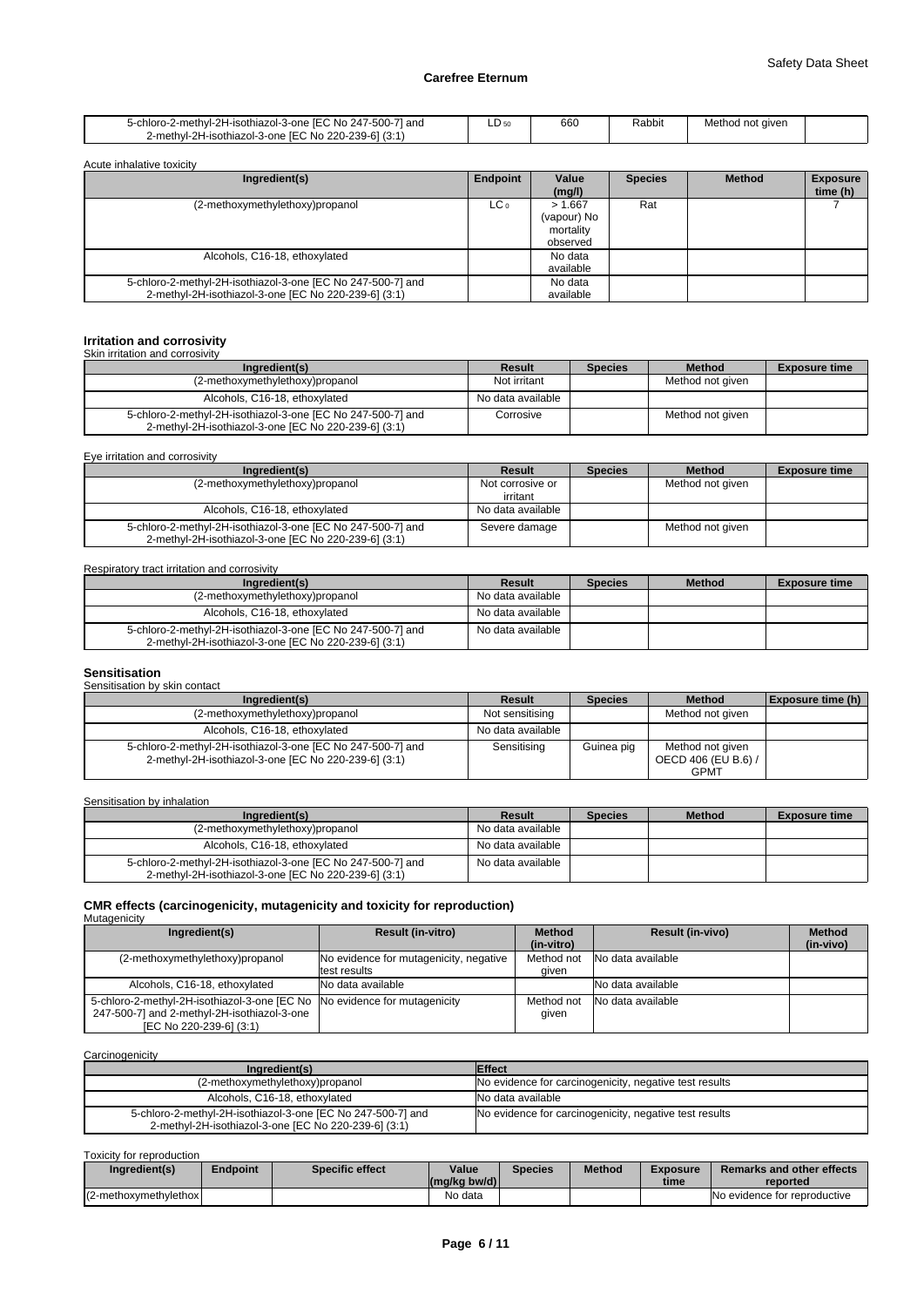| 5-chloro-2-methyl-2H-isothiazol-3-one [EC No 247-500-7] and 2-methyl-2H-isothiazol-3-one [EC No 220-239-6] (3:1) | $LD_{50}$ | 660 | Rabbit | Method not given | |
|---|---|---|---|---|---|

Acute inhalative toxicity

| Ingredient(s) | Endpoint | Value (mg/l) | Species | Method | Exposure time (h) |
|---|---|---|---|---|---|
| (2-methoxymethylethoxy)propanol | $LC_0$ | > 1.667 (vapour) No mortality observed | Rat | | 7 |
| Alcohols, C16-18, ethoxylated | | No data available | | | |
| 5-chloro-2-methyl-2H-isothiazol-3-one [EC No 247-500-7] and 2-methyl-2H-isothiazol-3-one [EC No 220-239-6] (3:1) | | No data available | | | |

### Irritation and corrosivity

Skin irritation and corrosivity

| Ingredient(s) | Result | Species | Method | Exposure time |
|---|---|---|---|---|
| (2-methoxymethylethoxy)propanol | Not irritant | | Method not given | |
| Alcohols, C16-18, ethoxylated | No data available | | | |
| 5-chloro-2-methyl-2H-isothiazol-3-one [EC No 247-500-7] and 2-methyl-2H-isothiazol-3-one [EC No 220-239-6] (3:1) | Corrosive | | Method not given | |

Eye irritation and corrosivity

| Ingredient(s) | Result | Species | Method | Exposure time |
|---|---|---|---|---|
| (2-methoxymethylethoxy)propanol | Not corrosive or irritant | | Method not given | |
| Alcohols, C16-18, ethoxylated | No data available | | | |
| 5-chloro-2-methyl-2H-isothiazol-3-one [EC No 247-500-7] and 2-methyl-2H-isothiazol-3-one [EC No 220-239-6] (3:1) | Severe damage | | Method not given | |

Respiratory tract irritation and corrosivity

| Ingredient(s) | Result | Species | Method | Exposure time |
|---|---|---|---|---|
| (2-methoxymethylethoxy)propanol | No data available | | | |
| Alcohols, C16-18, ethoxylated | No data available | | | |
| 5-chloro-2-methyl-2H-isothiazol-3-one [EC No 247-500-7] and 2-methyl-2H-isothiazol-3-one [EC No 220-239-6] (3:1) | No data available | | | |

### Sensitisation

Sensitisation by skin contact

| Ingredient(s) | Result | Species | Method | Exposure time (h) |
|---|---|---|---|---|
| (2-methoxymethylethoxy)propanol | Not sensitising | | Method not given | |
| Alcohols, C16-18, ethoxylated | No data available | | | |
| 5-chloro-2-methyl-2H-isothiazol-3-one [EC No 247-500-7] and 2-methyl-2H-isothiazol-3-one [EC No 220-239-6] (3:1) | Sensitising | Guinea pig | Method not given OECD 406 (EU B.6) / GPMT | |

Sensitisation by inhalation

| Ingredient(s) | Result | Species | Method | Exposure time |
|---|---|---|---|---|
| (2-methoxymethylethoxy)propanol | No data available | | | |
| Alcohols, C16-18, ethoxylated | No data available | | | |
| 5-chloro-2-methyl-2H-isothiazol-3-one [EC No 247-500-7] and 2-methyl-2H-isothiazol-3-one [EC No 220-239-6] (3:1) | No data available | | | |

### CMR effects (carcinogenicity, mutagenicity and toxicity for reproduction)

Mutagenicity

| Ingredient(s) | Result (in-vitro) | Method (in-vitro) | Result (in-vivo) | Method (in-vivo) |
|---|---|---|---|---|
| (2-methoxymethylethoxy)propanol | No evidence for mutagenicity, negative test results | Method not given | No data available | |
| Alcohols, C16-18, ethoxylated | No data available | | No data available | |
| 5-chloro-2-methyl-2H-isothiazol-3-one [EC No 247-500-7] and 2-methyl-2H-isothiazol-3-one [EC No 220-239-6] (3:1) | No evidence for mutagenicity | Method not given | No data available | |

Carcinogenicity

| Ingredient(s) | Effect |
|---|---|
| (2-methoxymethylethoxy)propanol | No evidence for carcinogenicity, negative test results |
| Alcohols, C16-18, ethoxylated | No data available |
| 5-chloro-2-methyl-2H-isothiazol-3-one [EC No 247-500-7] and 2-methyl-2H-isothiazol-3-one [EC No 220-239-6] (3:1) | No evidence for carcinogenicity, negative test results |

Toxicity for reproduction

| Ingredient(s) | Endpoint | Specific effect | Value (mg/kg bw/d) | Species | Method | Exposure time | Remarks and other effects reported |
|---|---|---|---|---|---|---|---|
| (2-methoxymethylethox | | | No data | | | | No evidence for reproductive |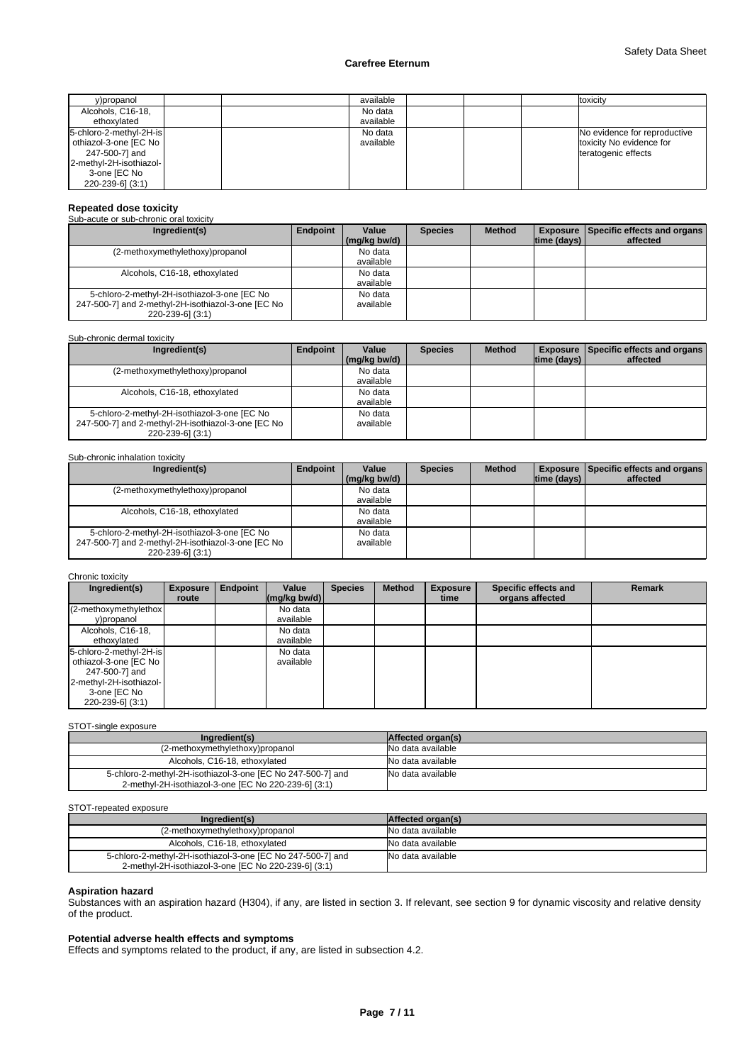| y)propanol | | | available | | | | toxicity |
|---|---|---|---|---|---|---|---|
| Alcohols, C16-18, ethoxylated | | | No data available | | | | |
| 5-chloro-2-methyl-2H-isothiazol-3-one [EC No 247-500-7] and 2-methyl-2H-isothiazol-3-one [EC No 220-239-6] (3:1) | | | No data available | | | | No evidence for reproductive toxicity No evidence for teratogenic effects |

### Repeated dose toxicity

Sub-acute or sub-chronic oral toxicity

| Ingredient(s) | Endpoint | Value (mg/kg bw/d) | Species | Method | Exposure time (days) | Specific effects and organs affected |
|---|---|---|---|---|---|---|
| (2-methoxymethylethoxy)propanol | | No data available | | | | |
| Alcohols, C16-18, ethoxylated | | No data available | | | | |
| 5-chloro-2-methyl-2H-isothiazol-3-one [EC No 247-500-7] and 2-methyl-2H-isothiazol-3-one [EC No 220-239-6] (3:1) | | No data available | | | | |

Sub-chronic dermal toxicity

| Ingredient(s) | Endpoint | Value (mg/kg bw/d) | Species | Method | Exposure time (days) | Specific effects and organs affected |
|---|---|---|---|---|---|---|
| (2-methoxymethylethoxy)propanol | | No data available | | | | |
| Alcohols, C16-18, ethoxylated | | No data available | | | | |
| 5-chloro-2-methyl-2H-isothiazol-3-one [EC No 247-500-7] and 2-methyl-2H-isothiazol-3-one [EC No 220-239-6] (3:1) | | No data available | | | | |

Sub-chronic inhalation toxicity

| Ingredient(s) | Endpoint | Value (mg/kg bw/d) | Species | Method | Exposure time (days) | Specific effects and organs affected |
|---|---|---|---|---|---|---|
| (2-methoxymethylethoxy)propanol | | No data available | | | | |
| Alcohols, C16-18, ethoxylated | | No data available | | | | |
| 5-chloro-2-methyl-2H-isothiazol-3-one [EC No 247-500-7] and 2-methyl-2H-isothiazol-3-one [EC No 220-239-6] (3:1) | | No data available | | | | |

Chronic toxicity

| Ingredient(s) | Exposure route | Endpoint | Value (mg/kg bw/d) | Species | Method | Exposure time | Specific effects and organs affected | Remark |
|---|---|---|---|---|---|---|---|---|
| (2-methoxymethylethoxy)propanol | | | No data available | | | | | |
| Alcohols, C16-18, ethoxylated | | | No data available | | | | | |
| 5-chloro-2-methyl-2H-isothiazol-3-one [EC No 247-500-7] and 2-methyl-2H-isothiazol-3-one [EC No 220-239-6] (3:1) | | | No data available | | | | | |

STOT-single exposure

| Ingredient(s) | Affected organ(s) |
|---|---|
| (2-methoxymethylethoxy)propanol | No data available |
| Alcohols, C16-18, ethoxylated | No data available |
| 5-chloro-2-methyl-2H-isothiazol-3-one [EC No 247-500-7] and 2-methyl-2H-isothiazol-3-one [EC No 220-239-6] (3:1) | No data available |

STOT-repeated exposure

| Ingredient(s) | Affected organ(s) |
|---|---|
| (2-methoxymethylethoxy)propanol | No data available |
| Alcohols, C16-18, ethoxylated | No data available |
| 5-chloro-2-methyl-2H-isothiazol-3-one [EC No 247-500-7] and 2-methyl-2H-isothiazol-3-one [EC No 220-239-6] (3:1) | No data available |

### Aspiration hazard

Substances with an aspiration hazard (H304), if any, are listed in section 3. If relevant, see section 9 for dynamic viscosity and relative density of the product.

### Potential adverse health effects and symptoms

Effects and symptoms related to the product, if any, are listed in subsection 4.2.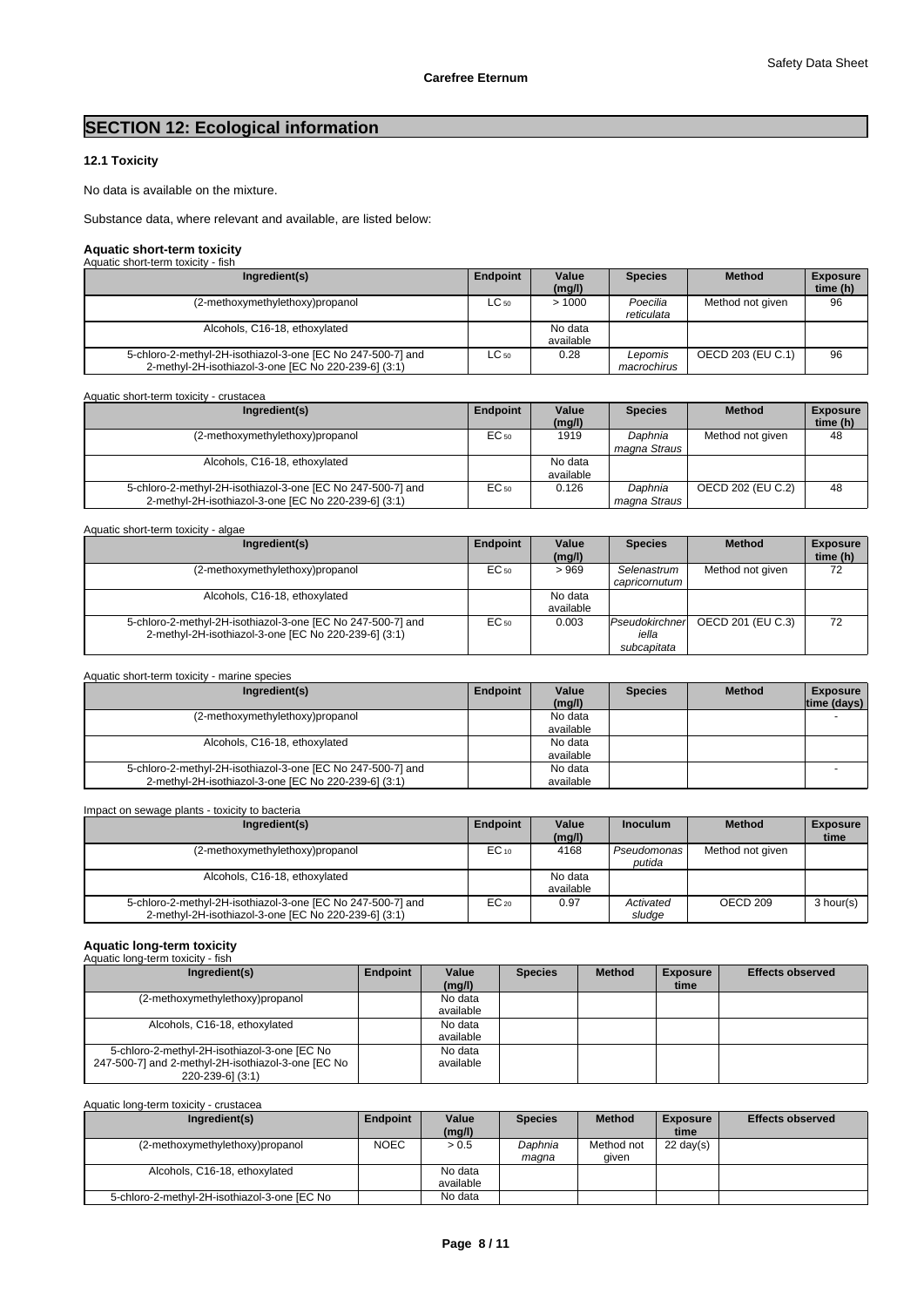# SECTION 12: Ecological information

### 12.1 Toxicity

No data is available on the mixture.

Substance data, where relevant and available, are listed below:

#### Aquatic short-term toxicity

Aquatic short-term toxicity - fish

| Ingredient(s) | Endpoint | Value (mg/l) | Species | Method | Exposure time (h) |
|---|---|---|---|---|---|
| (2-methoxymethylethoxy)propanol | $LC_{50}$ | > 1000 | *Poecilia reticulata* | Method not given | 96 |
| Alcohols, C16-18, ethoxylated | | No data available | | | |
| 5-chloro-2-methyl-2H-isothiazol-3-one [EC No 247-500-7] and 2-methyl-2H-isothiazol-3-one [EC No 220-239-6] (3:1) | $LC_{50}$ | 0.28 | *Lepomis macrochirus* | OECD 203 (EU C.1) | 96 |

Aquatic short-term toxicity - crustacea

| Ingredient(s) | Endpoint | Value (mg/l) | Species | Method | Exposure time (h) |
|---|---|---|---|---|---|
| (2-methoxymethylethoxy)propanol | $EC_{50}$ | 1919 | *Daphnia magna Straus* | Method not given | 48 |
| Alcohols, C16-18, ethoxylated | | No data available | | | |
| 5-chloro-2-methyl-2H-isothiazol-3-one [EC No 247-500-7] and 2-methyl-2H-isothiazol-3-one [EC No 220-239-6] (3:1) | $EC_{50}$ | 0.126 | *Daphnia magna Straus* | OECD 202 (EU C.2) | 48 |

Aquatic short-term toxicity - algae

| Ingredient(s) | Endpoint | Value (mg/l) | Species | Method | Exposure time (h) |
|---|---|---|---|---|---|
| (2-methoxymethylethoxy)propanol | $EC_{50}$ | > 969 | *Selenastrum capricornutum* | Method not given | 72 |
| Alcohols, C16-18, ethoxylated | | No data available | | | |
| 5-chloro-2-methyl-2H-isothiazol-3-one [EC No 247-500-7] and 2-methyl-2H-isothiazol-3-one [EC No 220-239-6] (3:1) | $EC_{50}$ | 0.003 | *Pseudokirchneriella subcapitata* | OECD 201 (EU C.3) | 72 |

Aquatic short-term toxicity - marine species

| Ingredient(s) | Endpoint | Value (mg/l) | Species | Method | Exposure time (days) |
|---|---|---|---|---|---|
| (2-methoxymethylethoxy)propanol | | No data available | | | - |
| Alcohols, C16-18, ethoxylated | | No data available | | | |
| 5-chloro-2-methyl-2H-isothiazol-3-one [EC No 247-500-7] and 2-methyl-2H-isothiazol-3-one [EC No 220-239-6] (3:1) | | No data available | | | - |

Impact on sewage plants - toxicity to bacteria

| Ingredient(s) | Endpoint | Value (mg/l) | Inoculum | Method | Exposure time |
|---|---|---|---|---|---|
| (2-methoxymethylethoxy)propanol | $EC_{10}$ | 4168 | *Pseudomonas putida* | Method not given | |
| Alcohols, C16-18, ethoxylated | | No data available | | | |
| 5-chloro-2-methyl-2H-isothiazol-3-one [EC No 247-500-7] and 2-methyl-2H-isothiazol-3-one [EC No 220-239-6] (3:1) | $EC_{20}$ | 0.97 | *Activated sludge* | OECD 209 | 3 hour(s) |

#### Aquatic long-term toxicity

Aquatic long-term toxicity - fish

| Ingredient(s) | Endpoint | Value (mg/l) | Species | Method | Exposure time | Effects observed |
|---|---|---|---|---|---|---|
| (2-methoxymethylethoxy)propanol | | No data available | | | | |
| Alcohols, C16-18, ethoxylated | | No data available | | | | |
| 5-chloro-2-methyl-2H-isothiazol-3-one [EC No 247-500-7] and 2-methyl-2H-isothiazol-3-one [EC No 220-239-6] (3:1) | | No data available | | | | |

Aquatic long-term toxicity - crustacea

| Ingredient(s) | Endpoint | Value (mg/l) | Species | Method | Exposure time | Effects observed |
|---|---|---|---|---|---|---|
| (2-methoxymethylethoxy)propanol | NOEC | > 0.5 | *Daphnia magna* | Method not given | 22 day(s) | |
| Alcohols, C16-18, ethoxylated | | No data available | | | | |
| 5-chloro-2-methyl-2H-isothiazol-3-one [EC No | | No data | | | | |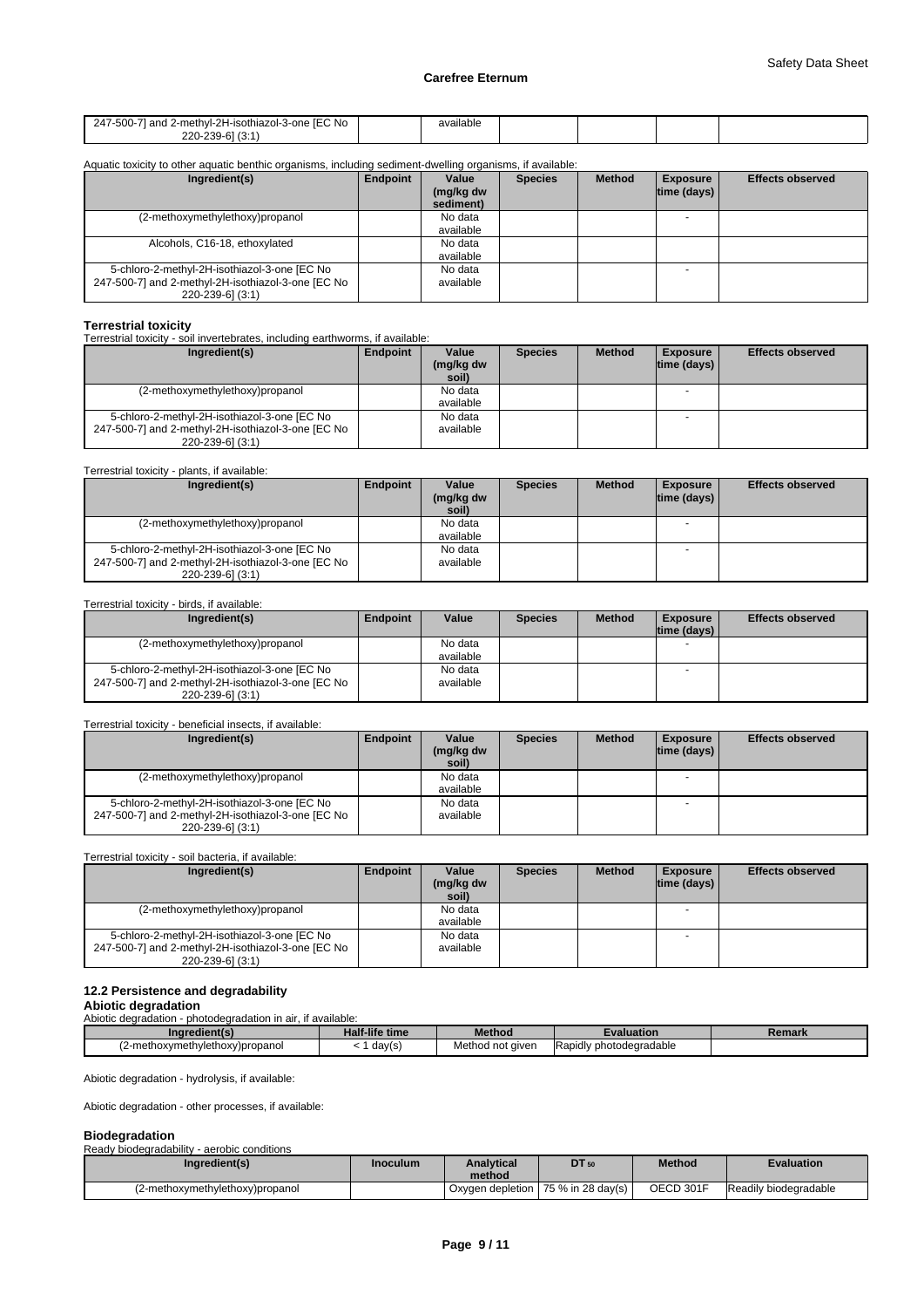| 247-500-7] and 2-methyl-2H-isothiazol-3-one [EC No 220-239-6] (3:1) | | available | | | | |
|---|---|---|---|---|---|---|

Aquatic toxicity to other aquatic benthic organisms, including sediment-dwelling organisms, if available:

| Ingredient(s) | Endpoint | Value (mg/kg dw sediment) | Species | Method | Exposure time (days) | Effects observed |
|---|---|---|---|---|---|---|
| (2-methoxymethylethoxy)propanol | | No data available | | | - | |
| Alcohols, C16-18, ethoxylated | | No data available | | | | |
| 5-chloro-2-methyl-2H-isothiazol-3-one [EC No 247-500-7] and 2-methyl-2H-isothiazol-3-one [EC No 220-239-6] (3:1) | | No data available | | | - | |

**Terrestrial toxicity**

Terrestrial toxicity - soil invertebrates, including earthworms, if available:

| Ingredient(s) | Endpoint | Value (mg/kg dw soil) | Species | Method | Exposure time (days) | Effects observed |
|---|---|---|---|---|---|---|
| (2-methoxymethylethoxy)propanol | | No data available | | | - | |
| 5-chloro-2-methyl-2H-isothiazol-3-one [EC No 247-500-7] and 2-methyl-2H-isothiazol-3-one [EC No 220-239-6] (3:1) | | No data available | | | - | |

Terrestrial toxicity - plants, if available:

| Ingredient(s) | Endpoint | Value (mg/kg dw soil) | Species | Method | Exposure time (days) | Effects observed |
|---|---|---|---|---|---|---|
| (2-methoxymethylethoxy)propanol | | No data available | | | - | |
| 5-chloro-2-methyl-2H-isothiazol-3-one [EC No 247-500-7] and 2-methyl-2H-isothiazol-3-one [EC No 220-239-6] (3:1) | | No data available | | | - | |

Terrestrial toxicity - birds, if available:

| Ingredient(s) | Endpoint | Value | Species | Method | Exposure time (days) | Effects observed |
|---|---|---|---|---|---|---|
| (2-methoxymethylethoxy)propanol | | No data available | | | - | |
| 5-chloro-2-methyl-2H-isothiazol-3-one [EC No 247-500-7] and 2-methyl-2H-isothiazol-3-one [EC No 220-239-6] (3:1) | | No data available | | | - | |

Terrestrial toxicity - beneficial insects, if available:

| Ingredient(s) | Endpoint | Value (mg/kg dw soil) | Species | Method | Exposure time (days) | Effects observed |
|---|---|---|---|---|---|---|
| (2-methoxymethylethoxy)propanol | | No data available | | | - | |
| 5-chloro-2-methyl-2H-isothiazol-3-one [EC No 247-500-7] and 2-methyl-2H-isothiazol-3-one [EC No 220-239-6] (3:1) | | No data available | | | - | |

Terrestrial toxicity - soil bacteria, if available:

| Ingredient(s) | Endpoint | Value (mg/kg dw soil) | Species | Method | Exposure time (days) | Effects observed |
|---|---|---|---|---|---|---|
| (2-methoxymethylethoxy)propanol | | No data available | | | - | |
| 5-chloro-2-methyl-2H-isothiazol-3-one [EC No 247-500-7] and 2-methyl-2H-isothiazol-3-one [EC No 220-239-6] (3:1) | | No data available | | | - | |

## 12.2 Persistence and degradability

**Abiotic degradation**

Abiotic degradation - photodegradation in air, if available:

| Ingredient(s) | Half-life time | Method | Evaluation | Remark |
|---|---|---|---|---|
| (2-methoxymethylethoxy)propanol | < 1 day(s) | Method not given | Rapidly photodegradable | |

Abiotic degradation - hydrolysis, if available:

Abiotic degradation - other processes, if available:

**Biodegradation**

Ready biodegradability - aerobic conditions

| Ingredient(s) | Inoculum | Analytical method | $DT_{50}$ | Method | Evaluation |
|---|---|---|---|---|---|
| (2-methoxymethylethoxy)propanol | | Oxygen depletion | 75 % in 28 day(s) | OECD 301F | Readily biodegradable |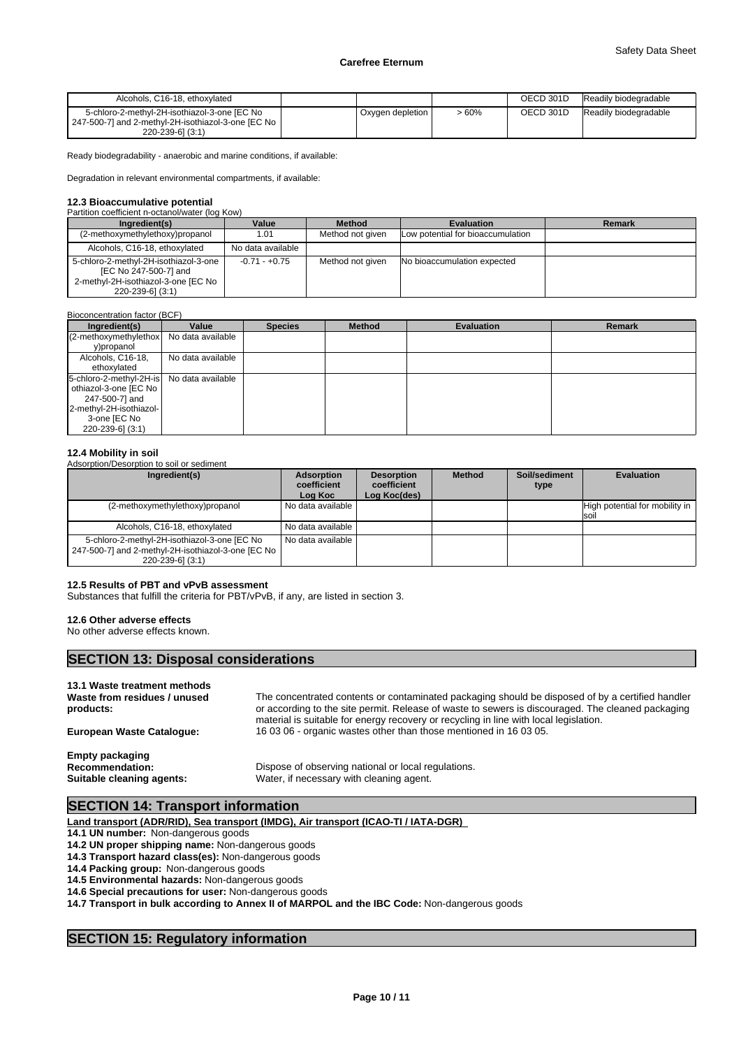| Alcohols, C16-18, ethoxylated | | | | OECD 301D | Readily biodegradable |
|---|---|---|---|---|---|
| 5-chloro-2-methyl-2H-isothiazol-3-one [EC No 247-500-7] and 2-methyl-2H-isothiazol-3-one [EC No 220-239-6] (3:1) | | Oxygen depletion | > 60% | OECD 301D | Readily biodegradable |

Ready biodegradability - anaerobic and marine conditions, if available:

Degradation in relevant environmental compartments, if available:

### 12.3 Bioaccumulative potential

Partition coefficient n-octanol/water (log Kow)

| Ingredient(s) | Value | Method | Evaluation | Remark |
|---|---|---|---|---|
| (2-methoxymethylethoxy)propanol | 1.01 | Method not given | Low potential for bioaccumulation | |
| Alcohols, C16-18, ethoxylated | No data available | | | |
| 5-chloro-2-methyl-2H-isothiazol-3-one [EC No 247-500-7] and 2-methyl-2H-isothiazol-3-one [EC No 220-239-6] (3:1) | -0.71 - +0.75 | Method not given | No bioaccumulation expected | |

Bioconcentration factor (BCF)

| Ingredient(s) | Value | Species | Method | Evaluation | Remark |
|---|---|---|---|---|---|
| (2-methoxymethylethoxy)propanol | No data available | | | | |
| Alcohols, C16-18, ethoxylated | No data available | | | | |
| 5-chloro-2-methyl-2H-isothiazol-3-one [EC No 247-500-7] and 2-methyl-2H-isothiazol-3-one [EC No 220-239-6] (3:1) | No data available | | | | |

### 12.4 Mobility in soil

Adsorption/Desorption to soil or sediment

| Ingredient(s) | Adsorption coefficient Log Koc | Desorption coefficient Log Koc(des) | Method | Soil/sediment type | Evaluation |
|---|---|---|---|---|---|
| (2-methoxymethylethoxy)propanol | No data available | | | | High potential for mobility in soil |
| Alcohols, C16-18, ethoxylated | No data available | | | | |
| 5-chloro-2-methyl-2H-isothiazol-3-one [EC No 247-500-7] and 2-methyl-2H-isothiazol-3-one [EC No 220-239-6] (3:1) | No data available | | | | |

### 12.5 Results of PBT and vPvB assessment

Substances that fulfill the criteria for PBT/vPvB, if any, are listed in section 3.

### 12.6 Other adverse effects

No other adverse effects known.

## SECTION 13: Disposal considerations

### 13.1 Waste treatment methods

**Waste from residues / unused products:** The concentrated contents or contaminated packaging should be disposed of by a certified handler or according to the site permit. Release of waste to sewers is discouraged. The cleaned packaging material is suitable for energy recovery or recycling in line with local legislation.

**European Waste Catalogue:** 16 03 06 - organic wastes other than those mentioned in 16 03 05.

**Empty packaging**

**Recommendation:** Dispose of observing national or local regulations.

**Suitable cleaning agents:** Water, if necessary with cleaning agent.

## SECTION 14: Transport information

**Land transport (ADR/RID), Sea transport (IMDG), Air transport (ICAO-TI / IATA-DGR)**

**14.1 UN number:** Non-dangerous goods

**14.2 UN proper shipping name:** Non-dangerous goods

**14.3 Transport hazard class(es):** Non-dangerous goods

**14.4 Packing group:** Non-dangerous goods

**14.5 Environmental hazards:** Non-dangerous goods

**14.6 Special precautions for user:** Non-dangerous goods

**14.7 Transport in bulk according to Annex II of MARPOL and the IBC Code:** Non-dangerous goods

## SECTION 15: Regulatory information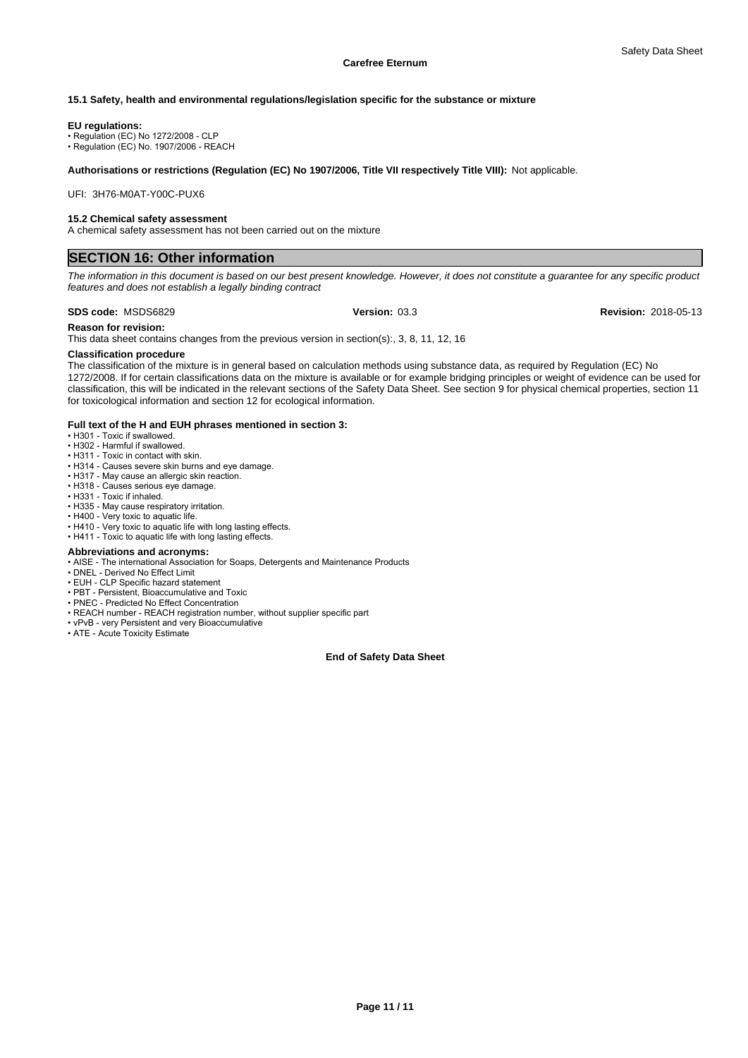#### 15.1 Safety, health and environmental regulations/legislation specific for the substance or mixture

**EU regulations:**

- Regulation (EC) No 1272/2008 - CLP
- Regulation (EC) No. 1907/2006 - REACH

**Authorisations or restrictions (Regulation (EC) No 1907/2006, Title VII respectively Title VIII):** Not applicable.

UFI: 3H76-M0AT-Y00C-PUX6

#### 15.2 Chemical safety assessment

A chemical safety assessment has not been carried out on the mixture

## SECTION 16: Other information

*The information in this document is based on our best present knowledge. However, it does not constitute a guarantee for any specific product features and does not establish a legally binding contract*

**SDS code:** MSDS6829 **Version:** 03.3 **Revision:** 2018-05-13

**Reason for revision:**

This data sheet contains changes from the previous version in section(s):, 3, 8, 11, 12, 16

**Classification procedure**

The classification of the mixture is in general based on calculation methods using substance data, as required by Regulation (EC) No 1272/2008. If for certain classifications data on the mixture is available or for example bridging principles or weight of evidence can be used for classification, this will be indicated in the relevant sections of the Safety Data Sheet. See section 9 for physical chemical properties, section 11 for toxicological information and section 12 for ecological information.

**Full text of the H and EUH phrases mentioned in section 3:**

- H301 - Toxic if swallowed.
- H302 - Harmful if swallowed.
- H311 - Toxic in contact with skin.
- H314 - Causes severe skin burns and eye damage.
- H317 - May cause an allergic skin reaction.
- H318 - Causes serious eye damage.
- H331 - Toxic if inhaled.
- H335 - May cause respiratory irritation.
- H400 - Very toxic to aquatic life.
- H410 - Very toxic to aquatic life with long lasting effects.
- H411 - Toxic to aquatic life with long lasting effects.

**Abbreviations and acronyms:**

- AISE - The international Association for Soaps, Detergents and Maintenance Products
- DNEL - Derived No Effect Limit
- EUH - CLP Specific hazard statement
- PBT - Persistent, Bioaccumulative and Toxic
- PNEC - Predicted No Effect Concentration
- REACH number - REACH registration number, without supplier specific part
- vPvB - very Persistent and very Bioaccumulative
- ATE - Acute Toxicity Estimate

**End of Safety Data Sheet**